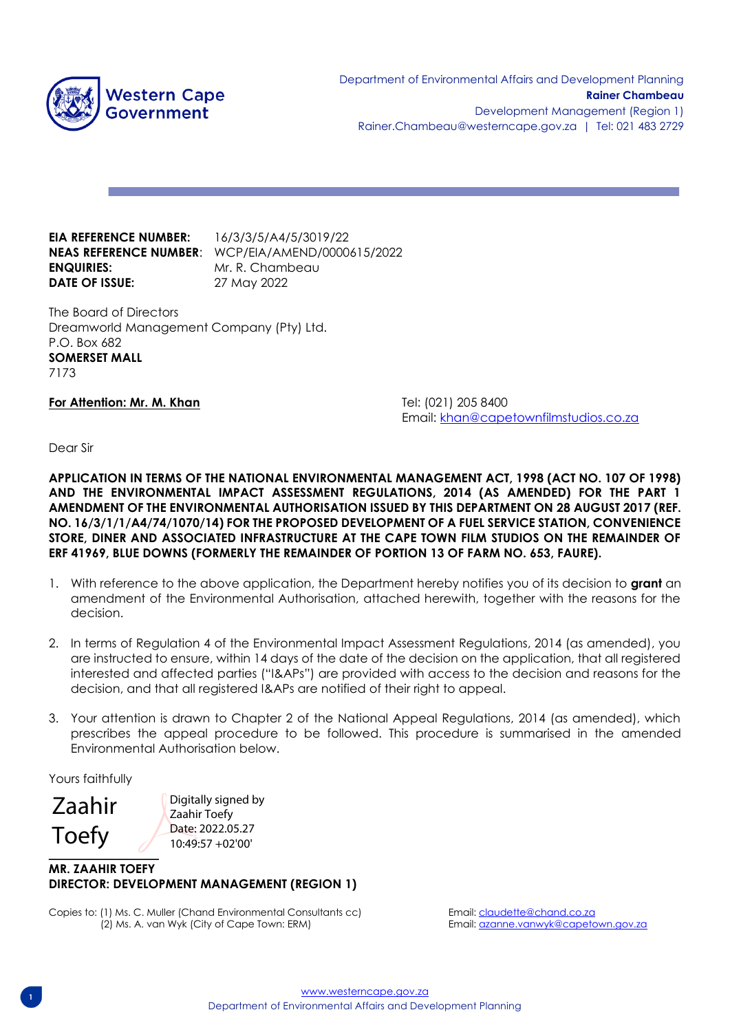Western Cape Government

Department of Environmental Affairs and Development Planning
**Rainer Chambeau**
Development Management (Region 1)
Rainer.Chambeau@westerncape.gov.za | Tel: 021 483 2729

**EIA REFERENCE NUMBER:** 16/3/3/5/A4/5/3019/22
**NEAS REFERENCE NUMBER**: WCP/EIA/AMEND/0000615/2022
**ENQUIRIES:** Mr. R. Chambeau
**DATE OF ISSUE:** 27 May 2022

The Board of Directors
Dreamworld Management Company (Pty) Ltd.
P.O. Box 682
**SOMERSET MALL**
7173

**For Attention: Mr. M. Khan**

Tel: (021) 205 8400
Email: khan@capetownfilmstudios.co.za

Dear Sir

**APPLICATION IN TERMS OF THE NATIONAL ENVIRONMENTAL MANAGEMENT ACT, 1998 (ACT NO. 107 OF 1998) AND THE ENVIRONMENTAL IMPACT ASSESSMENT REGULATIONS, 2014 (AS AMENDED) FOR THE PART 1 AMENDMENT OF THE ENVIRONMENTAL AUTHORISATION ISSUED BY THIS DEPARTMENT ON 28 AUGUST 2017 (REF. NO. 16/3/1/1/A4/74/1070/14) FOR THE PROPOSED DEVELOPMENT OF A FUEL SERVICE STATION, CONVENIENCE STORE, DINER AND ASSOCIATED INFRASTRUCTURE AT THE CAPE TOWN FILM STUDIOS ON THE REMAINDER OF ERF 41969, BLUE DOWNS (FORMERLY THE REMAINDER OF PORTION 13 OF FARM NO. 653, FAURE).**

1. With reference to the above application, the Department hereby notifies you of its decision to **grant** an amendment of the Environmental Authorisation, attached herewith, together with the reasons for the decision.

2. In terms of Regulation 4 of the Environmental Impact Assessment Regulations, 2014 (as amended), you are instructed to ensure, within 14 days of the date of the decision on the application, that all registered interested and affected parties ("I&APs") are provided with access to the decision and reasons for the decision, and that all registered I&APs are notified of their right to appeal.

3. Your attention is drawn to Chapter 2 of the National Appeal Regulations, 2014 (as amended), which prescribes the appeal procedure to be followed. This procedure is summarised in the amended Environmental Authorisation below.

Yours faithfully

Zaahir Toefy — Digitally signed by Zaahir Toefy Date: 2022.05.27 10:49:57 +02'00'

**MR. ZAAHIR TOEFY**
**DIRECTOR: DEVELOPMENT MANAGEMENT (REGION 1)**

Copies to: (1) Ms. C. Muller (Chand Environmental Consultants cc) — Email: claudette@chand.co.za
(2) Ms. A. van Wyk (City of Cape Town: ERM) — Email: azanne.vanwyk@capetown.gov.za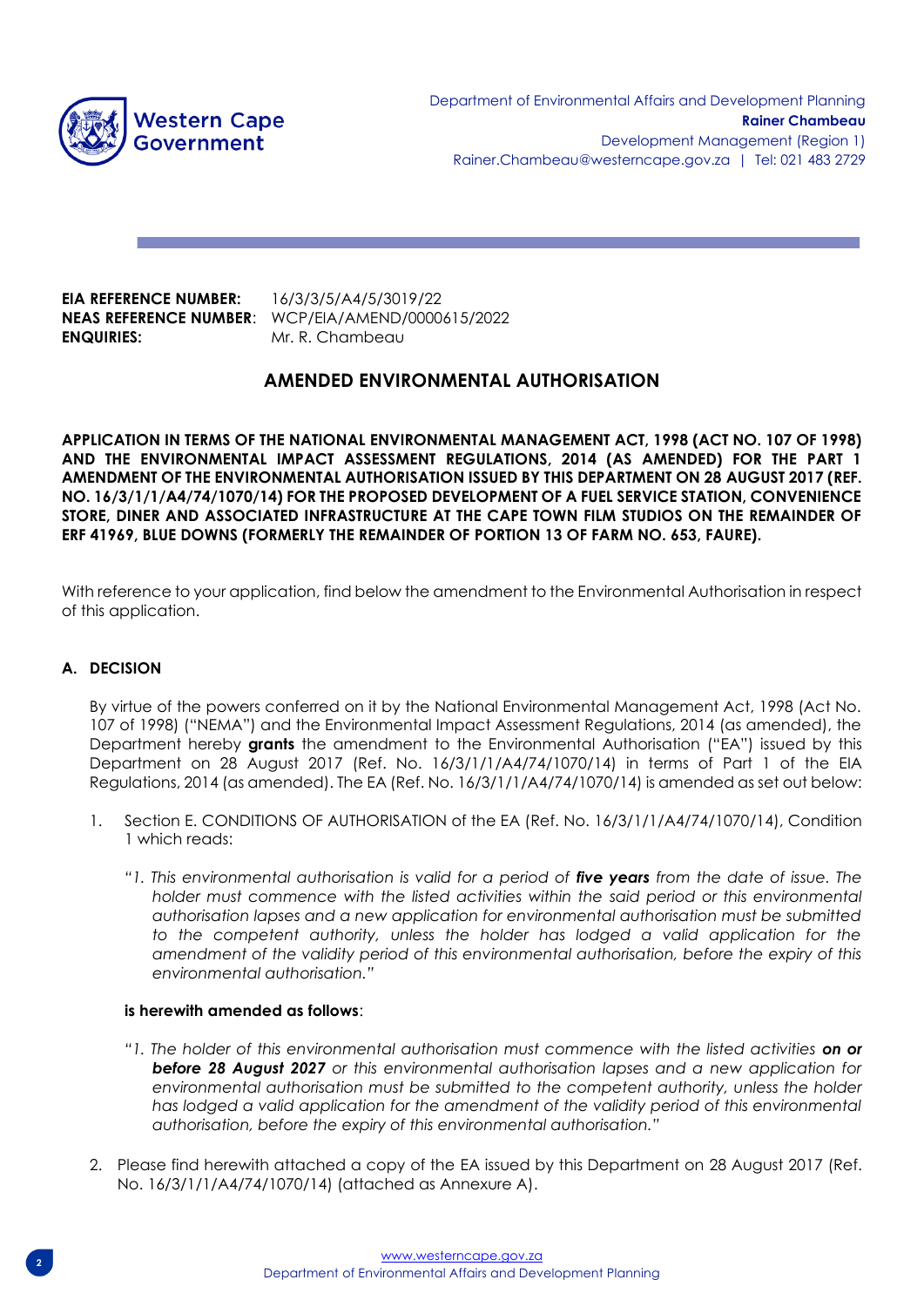Western Cape Government

Department of Environmental Affairs and Development Planning
**Rainer Chambeau**
Development Management (Region 1)
Rainer.Chambeau@westerncape.gov.za | Tel: 021 483 2729

**EIA REFERENCE NUMBER:** 16/3/3/5/A4/5/3019/22
**NEAS REFERENCE NUMBER**: WCP/EIA/AMEND/0000615/2022
**ENQUIRIES:** Mr. R. Chambeau

## AMENDED ENVIRONMENTAL AUTHORISATION

**APPLICATION IN TERMS OF THE NATIONAL ENVIRONMENTAL MANAGEMENT ACT, 1998 (ACT NO. 107 OF 1998) AND THE ENVIRONMENTAL IMPACT ASSESSMENT REGULATIONS, 2014 (AS AMENDED) FOR THE PART 1 AMENDMENT OF THE ENVIRONMENTAL AUTHORISATION ISSUED BY THIS DEPARTMENT ON 28 AUGUST 2017 (REF. NO. 16/3/1/1/A4/74/1070/14) FOR THE PROPOSED DEVELOPMENT OF A FUEL SERVICE STATION, CONVENIENCE STORE, DINER AND ASSOCIATED INFRASTRUCTURE AT THE CAPE TOWN FILM STUDIOS ON THE REMAINDER OF ERF 41969, BLUE DOWNS (FORMERLY THE REMAINDER OF PORTION 13 OF FARM NO. 653, FAURE).**

With reference to your application, find below the amendment to the Environmental Authorisation in respect of this application.

### A. DECISION

By virtue of the powers conferred on it by the National Environmental Management Act, 1998 (Act No. 107 of 1998) ("NEMA") and the Environmental Impact Assessment Regulations, 2014 (as amended), the Department hereby **grants** the amendment to the Environmental Authorisation ("EA") issued by this Department on 28 August 2017 (Ref. No. 16/3/1/1/A4/74/1070/14) in terms of Part 1 of the EIA Regulations, 2014 (as amended). The EA (Ref. No. 16/3/1/1/A4/74/1070/14) is amended as set out below:

1. Section E. CONDITIONS OF AUTHORISATION of the EA (Ref. No. 16/3/1/1/A4/74/1070/14), Condition 1 which reads:

   *"1. This environmental authorisation is valid for a period of* ***five years*** *from the date of issue. The holder must commence with the listed activities within the said period or this environmental authorisation lapses and a new application for environmental authorisation must be submitted to the competent authority, unless the holder has lodged a valid application for the amendment of the validity period of this environmental authorisation, before the expiry of this environmental authorisation."*

   **is herewith amended as follows**:

   *"1. The holder of this environmental authorisation must commence with the listed activities* ***on or before 28 August 2027*** *or this environmental authorisation lapses and a new application for environmental authorisation must be submitted to the competent authority, unless the holder has lodged a valid application for the amendment of the validity period of this environmental authorisation, before the expiry of this environmental authorisation."*

2. Please find herewith attached a copy of the EA issued by this Department on 28 August 2017 (Ref. No. 16/3/1/1/A4/74/1070/14) (attached as Annexure A).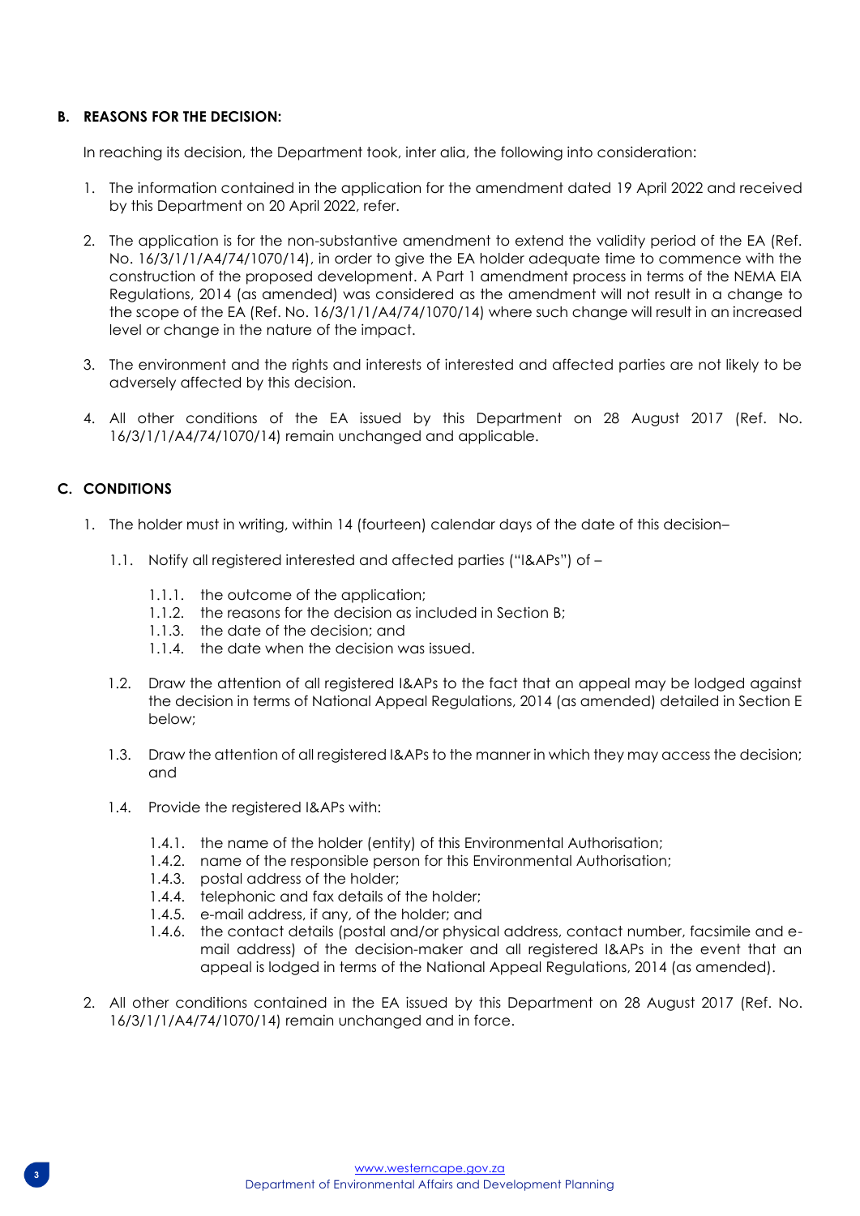### B. REASONS FOR THE DECISION:

In reaching its decision, the Department took, inter alia, the following into consideration:

1. The information contained in the application for the amendment dated 19 April 2022 and received by this Department on 20 April 2022, refer.

2. The application is for the non-substantive amendment to extend the validity period of the EA (Ref. No. 16/3/1/1/A4/74/1070/14), in order to give the EA holder adequate time to commence with the construction of the proposed development. A Part 1 amendment process in terms of the NEMA EIA Regulations, 2014 (as amended) was considered as the amendment will not result in a change to the scope of the EA (Ref. No. 16/3/1/1/A4/74/1070/14) where such change will result in an increased level or change in the nature of the impact.

3. The environment and the rights and interests of interested and affected parties are not likely to be adversely affected by this decision.

4. All other conditions of the EA issued by this Department on 28 August 2017 (Ref. No. 16/3/1/1/A4/74/1070/14) remain unchanged and applicable.

### C. CONDITIONS

1. The holder must in writing, within 14 (fourteen) calendar days of the date of this decision–

    1.1. Notify all registered interested and affected parties ("I&APs") of –

        1.1.1. the outcome of the application;
        1.1.2. the reasons for the decision as included in Section B;
        1.1.3. the date of the decision; and
        1.1.4. the date when the decision was issued.

    1.2. Draw the attention of all registered I&APs to the fact that an appeal may be lodged against the decision in terms of National Appeal Regulations, 2014 (as amended) detailed in Section E below;

    1.3. Draw the attention of all registered I&APs to the manner in which they may access the decision; and

    1.4. Provide the registered I&APs with:

        1.4.1. the name of the holder (entity) of this Environmental Authorisation;
        1.4.2. name of the responsible person for this Environmental Authorisation;
        1.4.3. postal address of the holder;
        1.4.4. telephonic and fax details of the holder;
        1.4.5. e-mail address, if any, of the holder; and
        1.4.6. the contact details (postal and/or physical address, contact number, facsimile and e-mail address) of the decision-maker and all registered I&APs in the event that an appeal is lodged in terms of the National Appeal Regulations, 2014 (as amended).

2. All other conditions contained in the EA issued by this Department on 28 August 2017 (Ref. No. 16/3/1/1/A4/74/1070/14) remain unchanged and in force.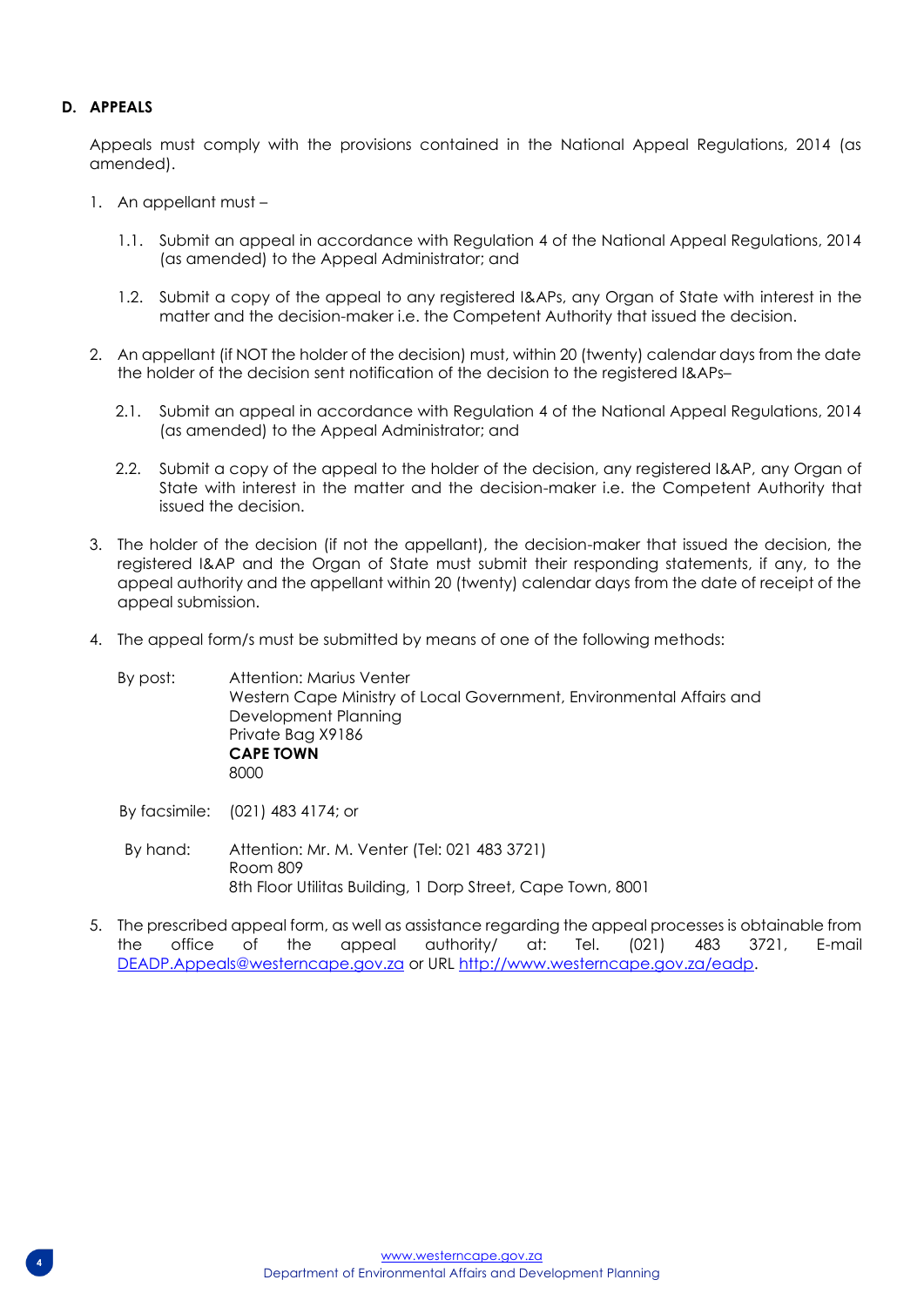## D. APPEALS

Appeals must comply with the provisions contained in the National Appeal Regulations, 2014 (as amended).

1. An appellant must –

   1.1. Submit an appeal in accordance with Regulation 4 of the National Appeal Regulations, 2014 (as amended) to the Appeal Administrator; and

   1.2. Submit a copy of the appeal to any registered I&APs, any Organ of State with interest in the matter and the decision-maker i.e. the Competent Authority that issued the decision.

2. An appellant (if NOT the holder of the decision) must, within 20 (twenty) calendar days from the date the holder of the decision sent notification of the decision to the registered I&APs–

   2.1. Submit an appeal in accordance with Regulation 4 of the National Appeal Regulations, 2014 (as amended) to the Appeal Administrator; and

   2.2. Submit a copy of the appeal to the holder of the decision, any registered I&AP, any Organ of State with interest in the matter and the decision-maker i.e. the Competent Authority that issued the decision.

3. The holder of the decision (if not the appellant), the decision-maker that issued the decision, the registered I&AP and the Organ of State must submit their responding statements, if any, to the appeal authority and the appellant within 20 (twenty) calendar days from the date of receipt of the appeal submission.

4. The appeal form/s must be submitted by means of one of the following methods:

   By post: Attention: Marius Venter
   Western Cape Ministry of Local Government, Environmental Affairs and Development Planning
   Private Bag X9186
   **CAPE TOWN**
   8000

   By facsimile: (021) 483 4174; or

   By hand: Attention: Mr. M. Venter (Tel: 021 483 3721)
   Room 809
   8th Floor Utilitas Building, 1 Dorp Street, Cape Town, 8001

5. The prescribed appeal form, as well as assistance regarding the appeal processes is obtainable from the office of the appeal authority/ at: Tel. (021) 483 3721, E-mail DEADP.Appeals@westerncape.gov.za or URL http://www.westerncape.gov.za/eadp.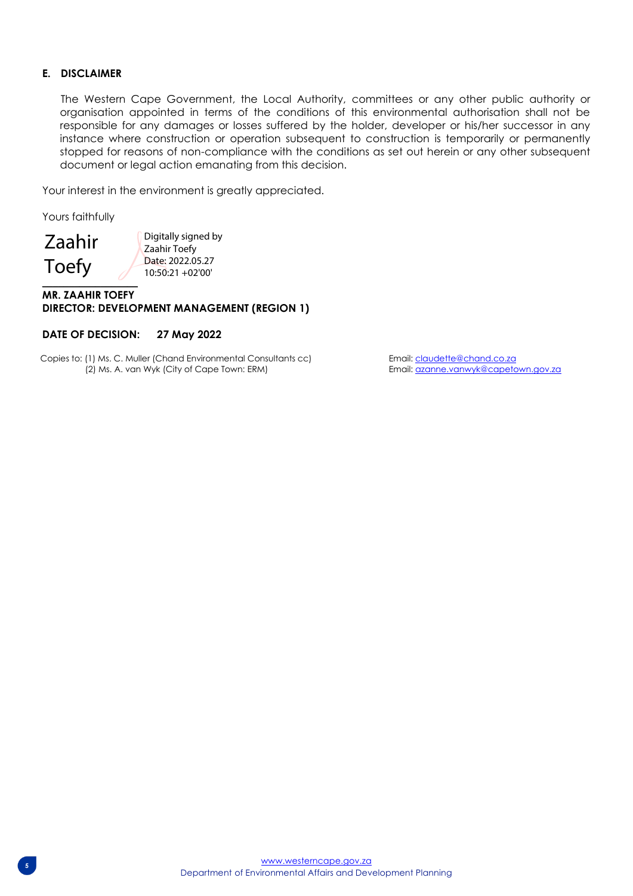## E. DISCLAIMER

The Western Cape Government, the Local Authority, committees or any other public authority or organisation appointed in terms of the conditions of this environmental authorisation shall not be responsible for any damages or losses suffered by the holder, developer or his/her successor in any instance where construction or operation subsequent to construction is temporarily or permanently stopped for reasons of non-compliance with the conditions as set out herein or any other subsequent document or legal action emanating from this decision.

Your interest in the environment is greatly appreciated.

Yours faithfully

Zaahir Toefy

Digitally signed by Zaahir Toefy
Date: 2022.05.27 10:50:21 +02'00'

**MR. ZAAHIR TOEFY**
**DIRECTOR: DEVELOPMENT MANAGEMENT (REGION 1)**

**DATE OF DECISION: 27 May 2022**

Copies to: (1) Ms. C. Muller (Chand Environmental Consultants cc) Email: claudette@chand.co.za
(2) Ms. A. van Wyk (City of Cape Town: ERM) Email: azanne.vanwyk@capetown.gov.za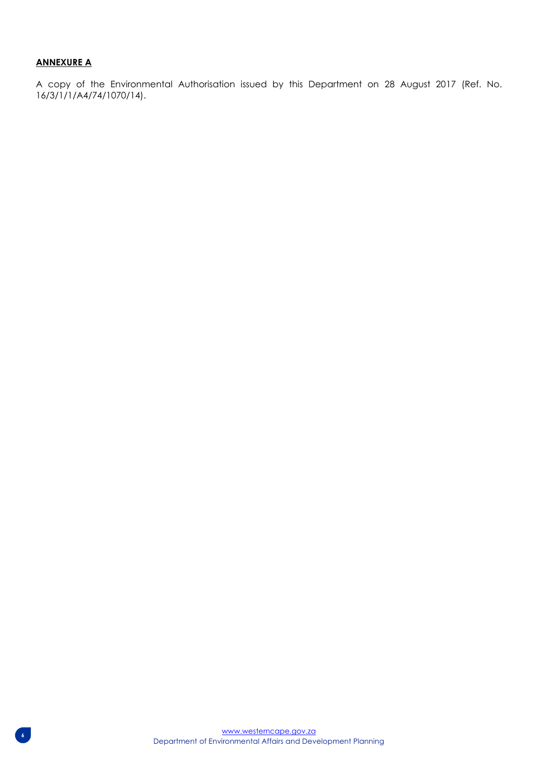**ANNEXURE A**

A copy of the Environmental Authorisation issued by this Department on 28 August 2017 (Ref. No. 16/3/1/1/A4/74/1070/14).